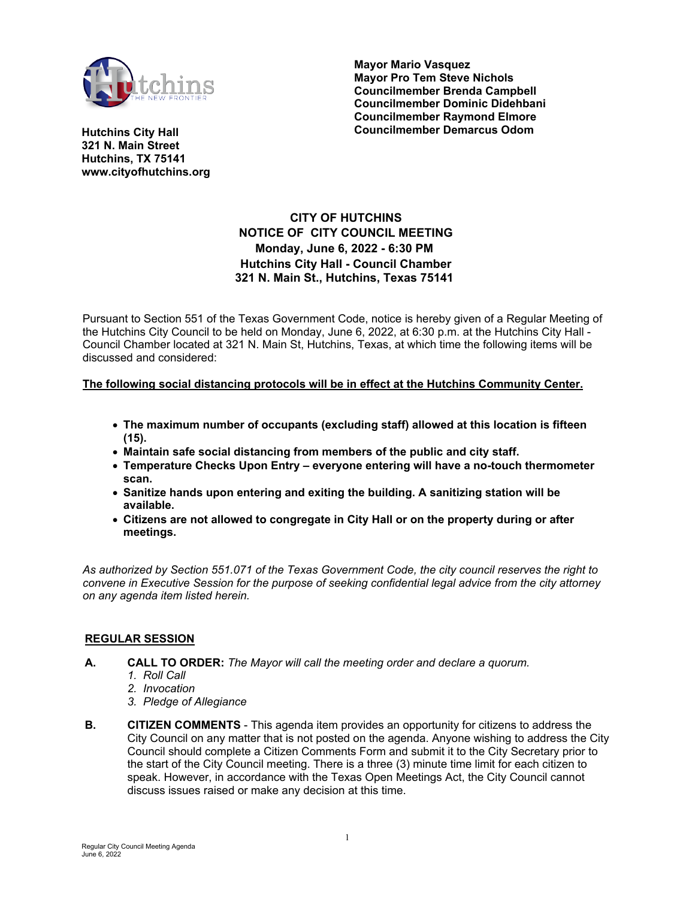Hutchins City Hall
321 N. Main Street
Hutchins, TX 75141
www.cityofhutchins.org

**Mayor Mario Vasquez**
**Mayor Pro Tem Steve Nichols**
**Councilmember Brenda Campbell**
**Councilmember Dominic Didehbani**
**Councilmember Raymond Elmore**
**Councilmember Demarcus Odom**

# CITY OF HUTCHINS
## NOTICE OF CITY COUNCIL MEETING
**Monday, June 6, 2022 - 6:30 PM**
**Hutchins City Hall - Council Chamber**
**321 N. Main St., Hutchins, Texas 75141**

Pursuant to Section 551 of the Texas Government Code, notice is hereby given of a Regular Meeting of the Hutchins City Council to be held on Monday, June 6, 2022, at 6:30 p.m. at the Hutchins City Hall - Council Chamber located at 321 N. Main St, Hutchins, Texas, at which time the following items will be discussed and considered:

**The following social distancing protocols will be in effect at the Hutchins Community Center.**

- **The maximum number of occupants (excluding staff) allowed at this location is fifteen (15).**
- **Maintain safe social distancing from members of the public and city staff.**
- **Temperature Checks Upon Entry – everyone entering will have a no-touch thermometer scan.**
- **Sanitize hands upon entering and exiting the building. A sanitizing station will be available.**
- **Citizens are not allowed to congregate in City Hall or on the property during or after meetings.**

*As authorized by Section 551.071 of the Texas Government Code, the city council reserves the right to convene in Executive Session for the purpose of seeking confidential legal advice from the city attorney on any agenda item listed herein.*

## REGULAR SESSION

**A. CALL TO ORDER:** *The Mayor will call the meeting order and declare a quorum.*
1. *Roll Call*
2. *Invocation*
3. *Pledge of Allegiance*

**B. CITIZEN COMMENTS** - This agenda item provides an opportunity for citizens to address the City Council on any matter that is not posted on the agenda. Anyone wishing to address the City Council should complete a Citizen Comments Form and submit it to the City Secretary prior to the start of the City Council meeting. There is a three (3) minute time limit for each citizen to speak. However, in accordance with the Texas Open Meetings Act, the City Council cannot discuss issues raised or make any decision at this time.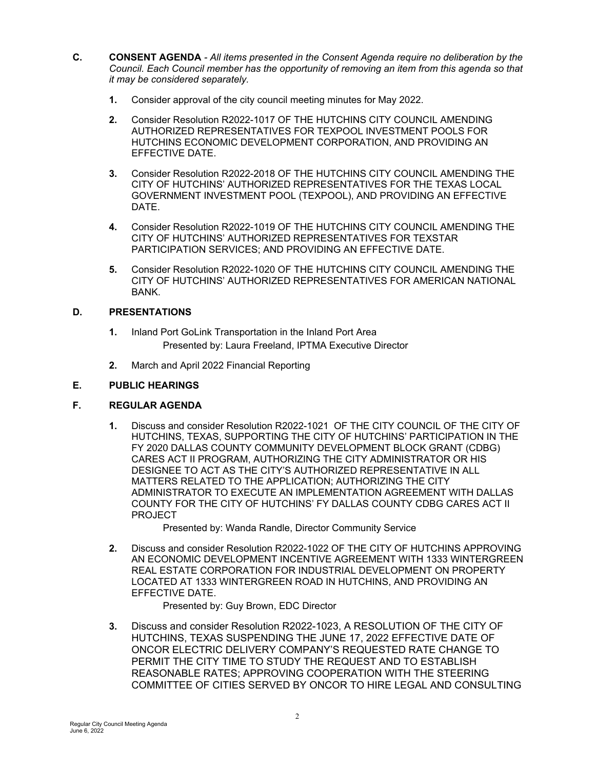**C. CONSENT AGENDA** - *All items presented in the Consent Agenda require no deliberation by the Council. Each Council member has the opportunity of removing an item from this agenda so that it may be considered separately.*

1. Consider approval of the city council meeting minutes for May 2022.
2. Consider Resolution R2022-1017 OF THE HUTCHINS CITY COUNCIL AMENDING AUTHORIZED REPRESENTATIVES FOR TEXPOOL INVESTMENT POOLS FOR HUTCHINS ECONOMIC DEVELOPMENT CORPORATION, AND PROVIDING AN EFFECTIVE DATE.
3. Consider Resolution R2022-2018 OF THE HUTCHINS CITY COUNCIL AMENDING THE CITY OF HUTCHINS' AUTHORIZED REPRESENTATIVES FOR THE TEXAS LOCAL GOVERNMENT INVESTMENT POOL (TEXPOOL), AND PROVIDING AN EFFECTIVE DATE.
4. Consider Resolution R2022-1019 OF THE HUTCHINS CITY COUNCIL AMENDING THE CITY OF HUTCHINS' AUTHORIZED REPRESENTATIVES FOR TEXSTAR PARTICIPATION SERVICES; AND PROVIDING AN EFFECTIVE DATE.
5. Consider Resolution R2022-1020 OF THE HUTCHINS CITY COUNCIL AMENDING THE CITY OF HUTCHINS' AUTHORIZED REPRESENTATIVES FOR AMERICAN NATIONAL BANK.

**D. PRESENTATIONS**

1. Inland Port GoLink Transportation in the Inland Port Area
   Presented by: Laura Freeland, IPTMA Executive Director
2. March and April 2022 Financial Reporting

**E. PUBLIC HEARINGS**

**F. REGULAR AGENDA**

1. Discuss and consider Resolution R2022-1021 OF THE CITY COUNCIL OF THE CITY OF HUTCHINS, TEXAS, SUPPORTING THE CITY OF HUTCHINS' PARTICIPATION IN THE FY 2020 DALLAS COUNTY COMMUNITY DEVELOPMENT BLOCK GRANT (CDBG) CARES ACT II PROGRAM, AUTHORIZING THE CITY ADMINISTRATOR OR HIS DESIGNEE TO ACT AS THE CITY'S AUTHORIZED REPRESENTATIVE IN ALL MATTERS RELATED TO THE APPLICATION; AUTHORIZING THE CITY ADMINISTRATOR TO EXECUTE AN IMPLEMENTATION AGREEMENT WITH DALLAS COUNTY FOR THE CITY OF HUTCHINS' FY DALLAS COUNTY CDBG CARES ACT II PROJECT
   Presented by: Wanda Randle, Director Community Service
2. Discuss and consider Resolution R2022-1022 OF THE CITY OF HUTCHINS APPROVING AN ECONOMIC DEVELOPMENT INCENTIVE AGREEMENT WITH 1333 WINTERGREEN REAL ESTATE CORPORATION FOR INDUSTRIAL DEVELOPMENT ON PROPERTY LOCATED AT 1333 WINTERGREEN ROAD IN HUTCHINS, AND PROVIDING AN EFFECTIVE DATE.
   Presented by: Guy Brown, EDC Director
3. Discuss and consider Resolution R2022-1023, A RESOLUTION OF THE CITY OF HUTCHINS, TEXAS SUSPENDING THE JUNE 17, 2022 EFFECTIVE DATE OF ONCOR ELECTRIC DELIVERY COMPANY'S REQUESTED RATE CHANGE TO PERMIT THE CITY TIME TO STUDY THE REQUEST AND TO ESTABLISH REASONABLE RATES; APPROVING COOPERATION WITH THE STEERING COMMITTEE OF CITIES SERVED BY ONCOR TO HIRE LEGAL AND CONSULTING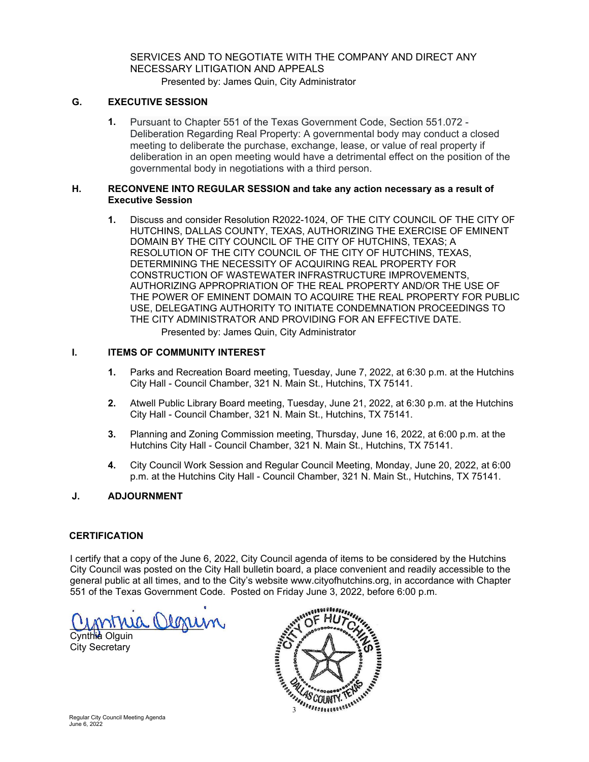SERVICES AND TO NEGOTIATE WITH THE COMPANY AND DIRECT ANY NECESSARY LITIGATION AND APPEALS

Presented by: James Quin, City Administrator

## G. EXECUTIVE SESSION

1. Pursuant to Chapter 551 of the Texas Government Code, Section 551.072 - Deliberation Regarding Real Property: A governmental body may conduct a closed meeting to deliberate the purchase, exchange, lease, or value of real property if deliberation in an open meeting would have a detrimental effect on the position of the governmental body in negotiations with a third person.

## H. RECONVENE INTO REGULAR SESSION and take any action necessary as a result of Executive Session

1. Discuss and consider Resolution R2022-1024, OF THE CITY COUNCIL OF THE CITY OF HUTCHINS, DALLAS COUNTY, TEXAS, AUTHORIZING THE EXERCISE OF EMINENT DOMAIN BY THE CITY COUNCIL OF THE CITY OF HUTCHINS, TEXAS; A RESOLUTION OF THE CITY COUNCIL OF THE CITY OF HUTCHINS, TEXAS, DETERMINING THE NECESSITY OF ACQUIRING REAL PROPERTY FOR CONSTRUCTION OF WASTEWATER INFRASTRUCTURE IMPROVEMENTS, AUTHORIZING APPROPRIATION OF THE REAL PROPERTY AND/OR THE USE OF THE POWER OF EMINENT DOMAIN TO ACQUIRE THE REAL PROPERTY FOR PUBLIC USE, DELEGATING AUTHORITY TO INITIATE CONDEMNATION PROCEEDINGS TO THE CITY ADMINISTRATOR AND PROVIDING FOR AN EFFECTIVE DATE.

   Presented by: James Quin, City Administrator

## I. ITEMS OF COMMUNITY INTEREST

1. Parks and Recreation Board meeting, Tuesday, June 7, 2022, at 6:30 p.m. at the Hutchins City Hall - Council Chamber, 321 N. Main St., Hutchins, TX 75141.
2. Atwell Public Library Board meeting, Tuesday, June 21, 2022, at 6:30 p.m. at the Hutchins City Hall - Council Chamber, 321 N. Main St., Hutchins, TX 75141.
3. Planning and Zoning Commission meeting, Thursday, June 16, 2022, at 6:00 p.m. at the Hutchins City Hall - Council Chamber, 321 N. Main St., Hutchins, TX 75141.
4. City Council Work Session and Regular Council Meeting, Monday, June 20, 2022, at 6:00 p.m. at the Hutchins City Hall - Council Chamber, 321 N. Main St., Hutchins, TX 75141.

## J. ADJOURNMENT

## CERTIFICATION

I certify that a copy of the June 6, 2022, City Council agenda of items to be considered by the Hutchins City Council was posted on the City Hall bulletin board, a place convenient and readily accessible to the general public at all times, and to the City's website www.cityofhutchins.org, in accordance with Chapter 551 of the Texas Government Code. Posted on Friday June 3, 2022, before 6:00 p.m.

Cynthia Olguin

Cynthia Olguin
City Secretary

CITY OF HUTCHINS
DALLAS COUNTY, TEXAS